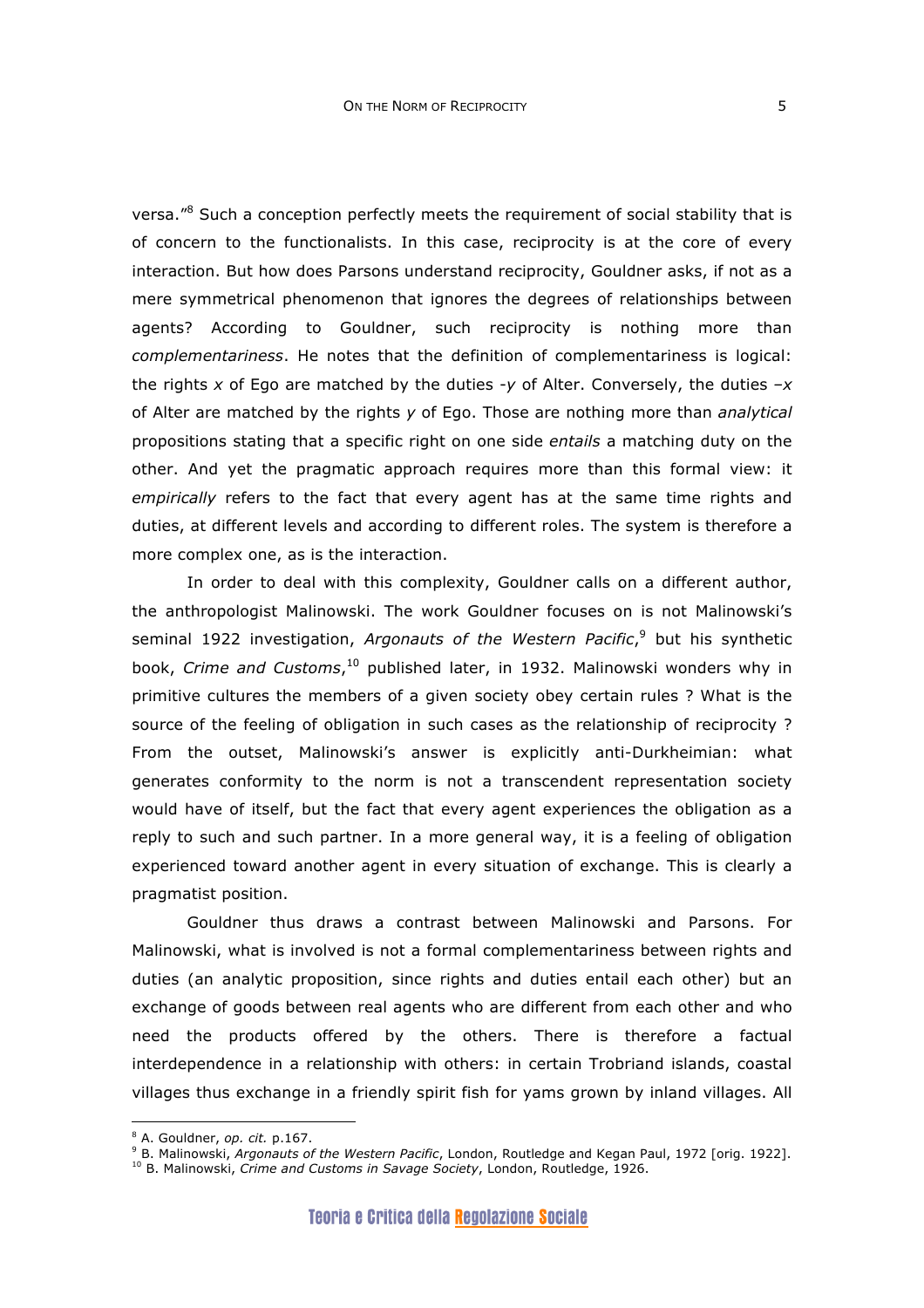versa."[8] Such a conception perfectly meets the requirement of social stability that is of concern to the functionalists. In this case, reciprocity is at the core of every interaction. But how does Parsons understand reciprocity, Gouldner asks, if not as a mere symmetrical phenomenon that ignores the degrees of relationships between agents? According to Gouldner, such reciprocity is nothing more than *complementariness*. He notes that the definition of complementariness is logical: the rights $x$ of Ego are matched by the duties $-y$ of Alter. Conversely, the duties $-x$ of Alter are matched by the rights $y$ of Ego. Those are nothing more than *analytical* propositions stating that a specific right on one side *entails* a matching duty on the other. And yet the pragmatic approach requires more than this formal view: it *empirically* refers to the fact that every agent has at the same time rights and duties, at different levels and according to different roles. The system is therefore a more complex one, as is the interaction.

In order to deal with this complexity, Gouldner calls on a different author, the anthropologist Malinowski. The work Gouldner focuses on is not Malinowski's seminal 1922 investigation, *Argonauts of the Western Pacific*,[9] but his synthetic book, *Crime and Customs*,[10] published later, in 1932. Malinowski wonders why in primitive cultures the members of a given society obey certain rules ? What is the source of the feeling of obligation in such cases as the relationship of reciprocity ? From the outset, Malinowski's answer is explicitly anti-Durkheimian: what generates conformity to the norm is not a transcendent representation society would have of itself, but the fact that every agent experiences the obligation as a reply to such and such partner. In a more general way, it is a feeling of obligation experienced toward another agent in every situation of exchange. This is clearly a pragmatist position.

Gouldner thus draws a contrast between Malinowski and Parsons. For Malinowski, what is involved is not a formal complementariness between rights and duties (an analytic proposition, since rights and duties entail each other) but an exchange of goods between real agents who are different from each other and who need the products offered by the others. There is therefore a factual interdependence in a relationship with others: in certain Trobriand islands, coastal villages thus exchange in a friendly spirit fish for yams grown by inland villages. All

---

[8] A. Gouldner, *op. cit.* p.167.

[9] B. Malinowski, *Argonauts of the Western Pacific*, London, Routledge and Kegan Paul, 1972 [orig. 1922].

[10] B. Malinowski, *Crime and Customs in Savage Society*, London, Routledge, 1926.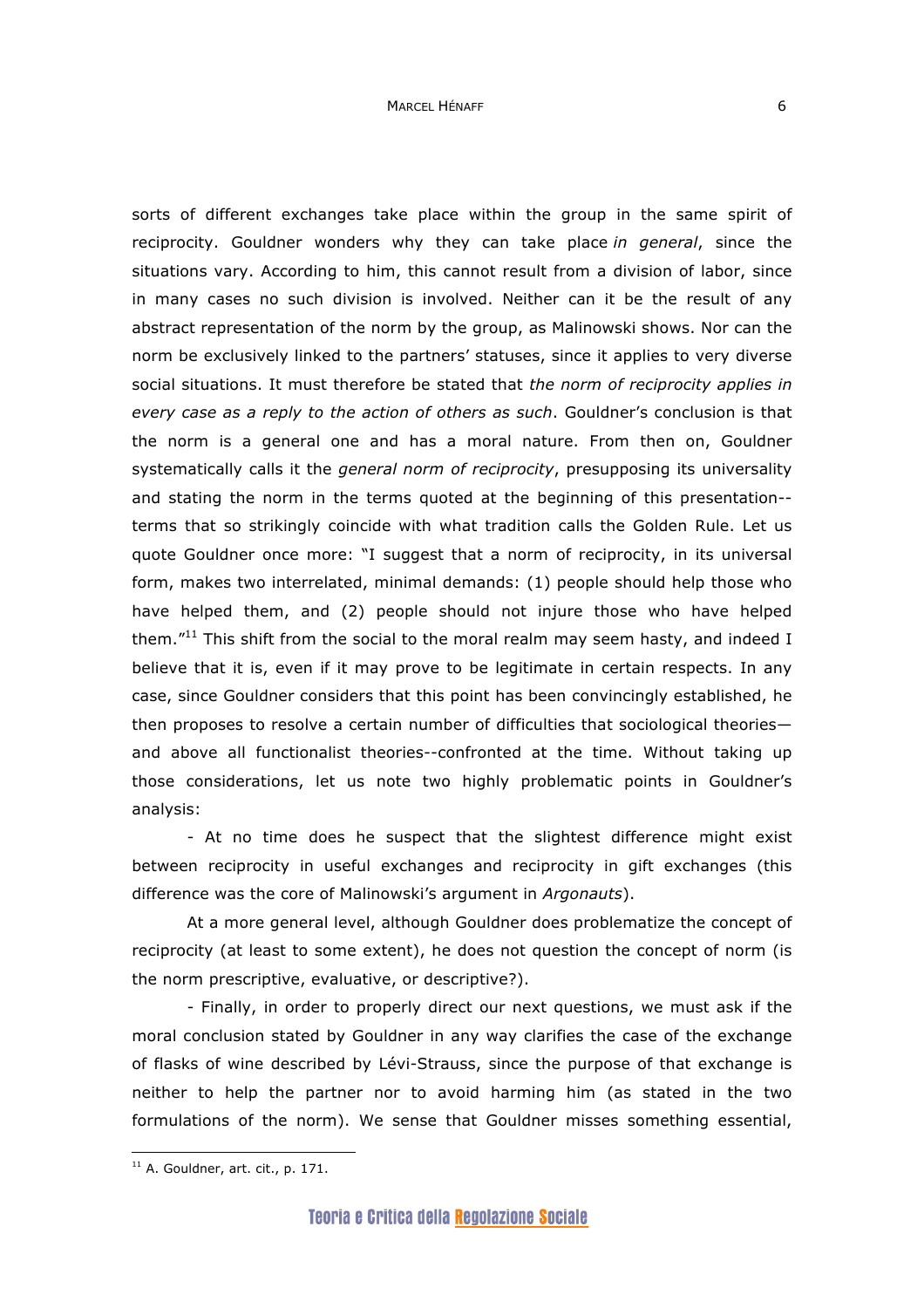sorts of different exchanges take place within the group in the same spirit of reciprocity. Gouldner wonders why they can take place *in general*, since the situations vary. According to him, this cannot result from a division of labor, since in many cases no such division is involved. Neither can it be the result of any abstract representation of the norm by the group, as Malinowski shows. Nor can the norm be exclusively linked to the partners' statuses, since it applies to very diverse social situations. It must therefore be stated that *the norm of reciprocity applies in every case as a reply to the action of others as such*. Gouldner's conclusion is that the norm is a general one and has a moral nature. From then on, Gouldner systematically calls it the *general norm of reciprocity*, presupposing its universality and stating the norm in the terms quoted at the beginning of this presentation--terms that so strikingly coincide with what tradition calls the Golden Rule. Let us quote Gouldner once more: "I suggest that a norm of reciprocity, in its universal form, makes two interrelated, minimal demands: (1) people should help those who have helped them, and (2) people should not injure those who have helped them."[11] This shift from the social to the moral realm may seem hasty, and indeed I believe that it is, even if it may prove to be legitimate in certain respects. In any case, since Gouldner considers that this point has been convincingly established, he then proposes to resolve a certain number of difficulties that sociological theories—and above all functionalist theories--confronted at the time. Without taking up those considerations, let us note two highly problematic points in Gouldner's analysis:

- At no time does he suspect that the slightest difference might exist between reciprocity in useful exchanges and reciprocity in gift exchanges (this difference was the core of Malinowski's argument in *Argonauts*).

At a more general level, although Gouldner does problematize the concept of reciprocity (at least to some extent), he does not question the concept of norm (is the norm prescriptive, evaluative, or descriptive?).

- Finally, in order to properly direct our next questions, we must ask if the moral conclusion stated by Gouldner in any way clarifies the case of the exchange of flasks of wine described by Lévi-Strauss, since the purpose of that exchange is neither to help the partner nor to avoid harming him (as stated in the two formulations of the norm). We sense that Gouldner misses something essential,

---

[11] A. Gouldner, art. cit., p. 171.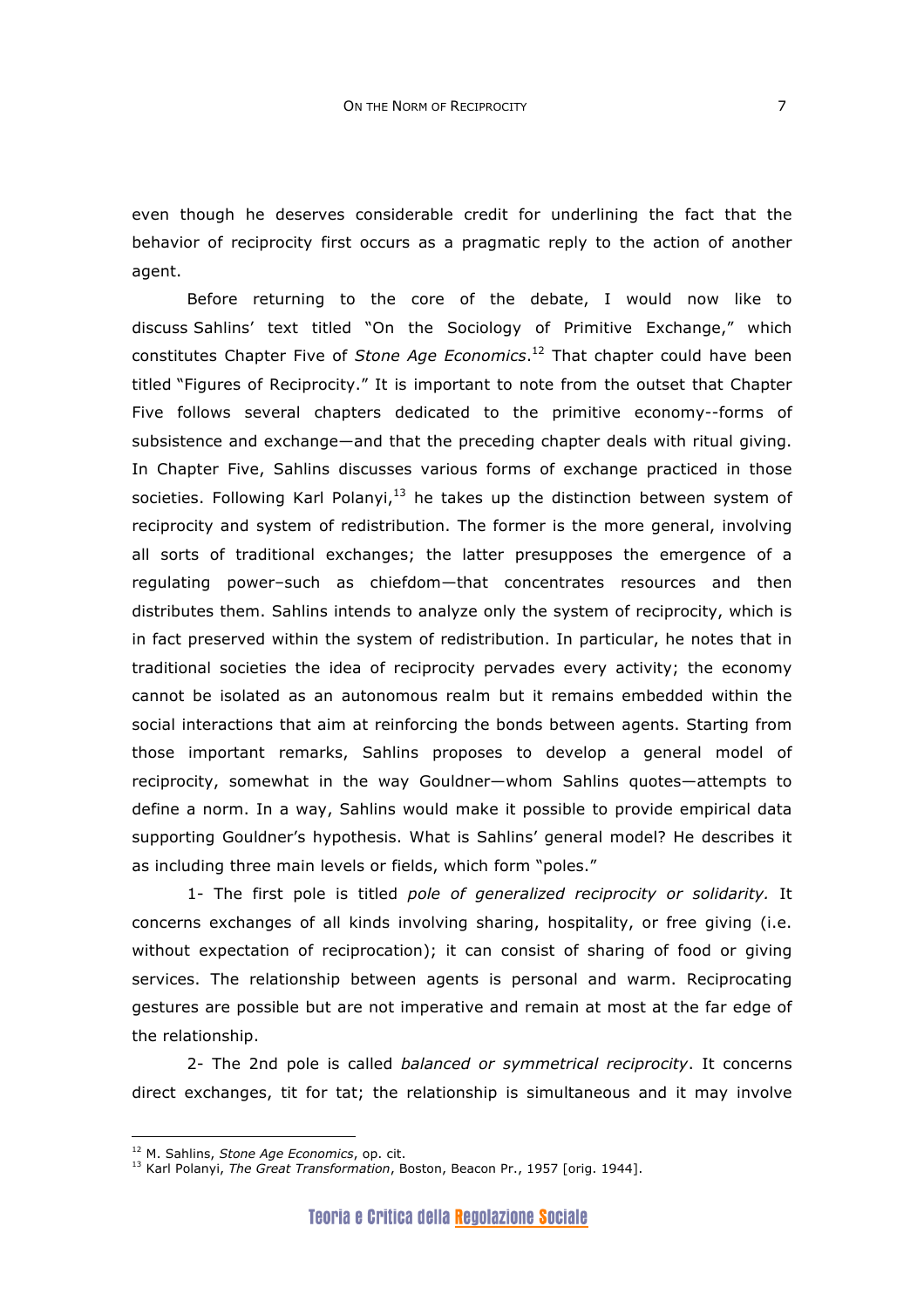even though he deserves considerable credit for underlining the fact that the behavior of reciprocity first occurs as a pragmatic reply to the action of another agent.

Before returning to the core of the debate, I would now like to discuss Sahlins' text titled "On the Sociology of Primitive Exchange," which constitutes Chapter Five of *Stone Age Economics*.[12] That chapter could have been titled "Figures of Reciprocity." It is important to note from the outset that Chapter Five follows several chapters dedicated to the primitive economy--forms of subsistence and exchange—and that the preceding chapter deals with ritual giving. In Chapter Five, Sahlins discusses various forms of exchange practiced in those societies. Following Karl Polanyi,[13] he takes up the distinction between system of reciprocity and system of redistribution. The former is the more general, involving all sorts of traditional exchanges; the latter presupposes the emergence of a regulating power–such as chiefdom—that concentrates resources and then distributes them. Sahlins intends to analyze only the system of reciprocity, which is in fact preserved within the system of redistribution. In particular, he notes that in traditional societies the idea of reciprocity pervades every activity; the economy cannot be isolated as an autonomous realm but it remains embedded within the social interactions that aim at reinforcing the bonds between agents. Starting from those important remarks, Sahlins proposes to develop a general model of reciprocity, somewhat in the way Gouldner—whom Sahlins quotes—attempts to define a norm. In a way, Sahlins would make it possible to provide empirical data supporting Gouldner's hypothesis. What is Sahlins' general model? He describes it as including three main levels or fields, which form "poles."

1- The first pole is titled *pole of generalized reciprocity or solidarity.* It concerns exchanges of all kinds involving sharing, hospitality, or free giving (i.e. without expectation of reciprocation); it can consist of sharing of food or giving services. The relationship between agents is personal and warm. Reciprocating gestures are possible but are not imperative and remain at most at the far edge of the relationship.

2- The 2nd pole is called *balanced or symmetrical reciprocity*. It concerns direct exchanges, tit for tat; the relationship is simultaneous and it may involve

---

[12] M. Sahlins, *Stone Age Economics*, op. cit.

[13] Karl Polanyi, *The Great Transformation*, Boston, Beacon Pr., 1957 [orig. 1944].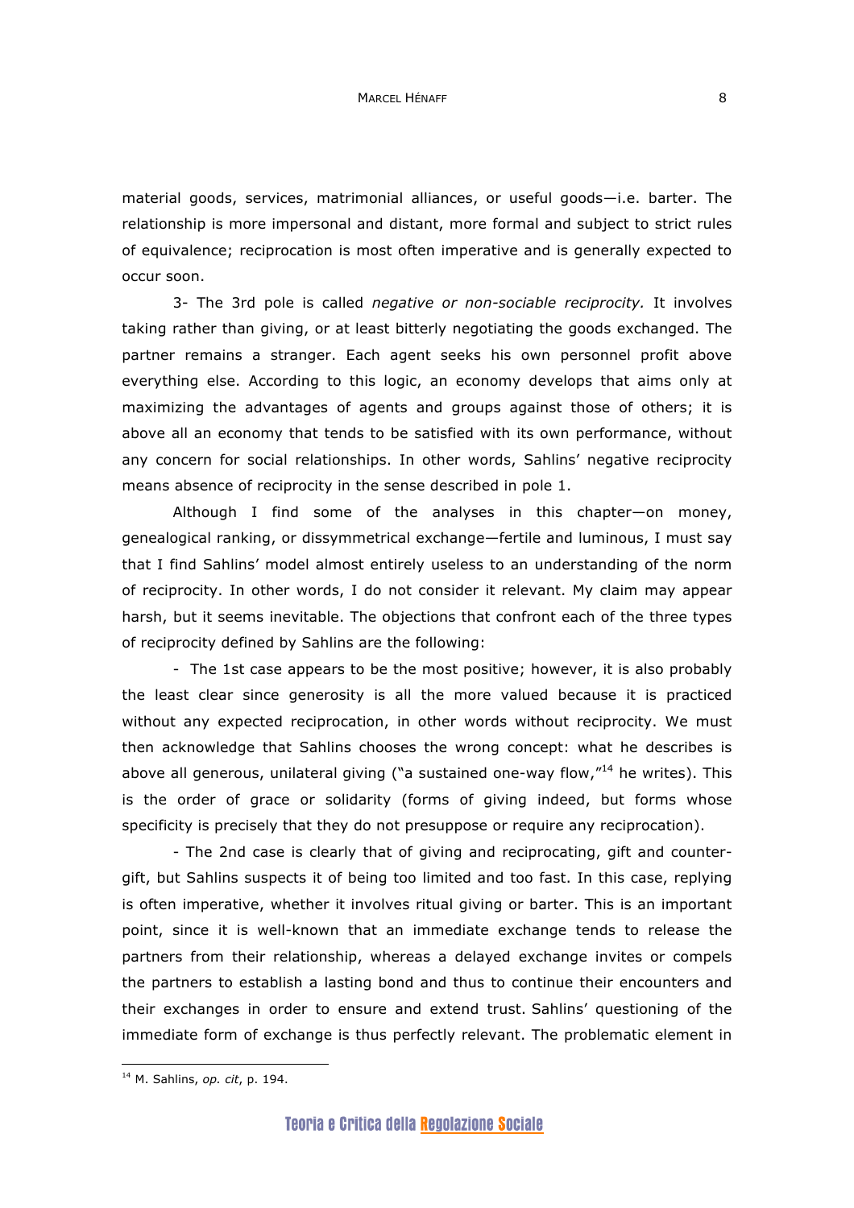material goods, services, matrimonial alliances, or useful goods—i.e. barter. The relationship is more impersonal and distant, more formal and subject to strict rules of equivalence; reciprocation is most often imperative and is generally expected to occur soon.

3- The 3rd pole is called *negative or non-sociable reciprocity.* It involves taking rather than giving, or at least bitterly negotiating the goods exchanged. The partner remains a stranger. Each agent seeks his own personnel profit above everything else. According to this logic, an economy develops that aims only at maximizing the advantages of agents and groups against those of others; it is above all an economy that tends to be satisfied with its own performance, without any concern for social relationships. In other words, Sahlins' negative reciprocity means absence of reciprocity in the sense described in pole 1.

Although I find some of the analyses in this chapter—on money, genealogical ranking, or dissymmetrical exchange—fertile and luminous, I must say that I find Sahlins' model almost entirely useless to an understanding of the norm of reciprocity. In other words, I do not consider it relevant. My claim may appear harsh, but it seems inevitable. The objections that confront each of the three types of reciprocity defined by Sahlins are the following:

- The 1st case appears to be the most positive; however, it is also probably the least clear since generosity is all the more valued because it is practiced without any expected reciprocation, in other words without reciprocity. We must then acknowledge that Sahlins chooses the wrong concept: what he describes is above all generous, unilateral giving ("a sustained one-way flow,"[14] he writes). This is the order of grace or solidarity (forms of giving indeed, but forms whose specificity is precisely that they do not presuppose or require any reciprocation).

- The 2nd case is clearly that of giving and reciprocating, gift and counter-gift, but Sahlins suspects it of being too limited and too fast. In this case, replying is often imperative, whether it involves ritual giving or barter. This is an important point, since it is well-known that an immediate exchange tends to release the partners from their relationship, whereas a delayed exchange invites or compels the partners to establish a lasting bond and thus to continue their encounters and their exchanges in order to ensure and extend trust. Sahlins' questioning of the immediate form of exchange is thus perfectly relevant. The problematic element in

[14] M. Sahlins, *op. cit*, p. 194.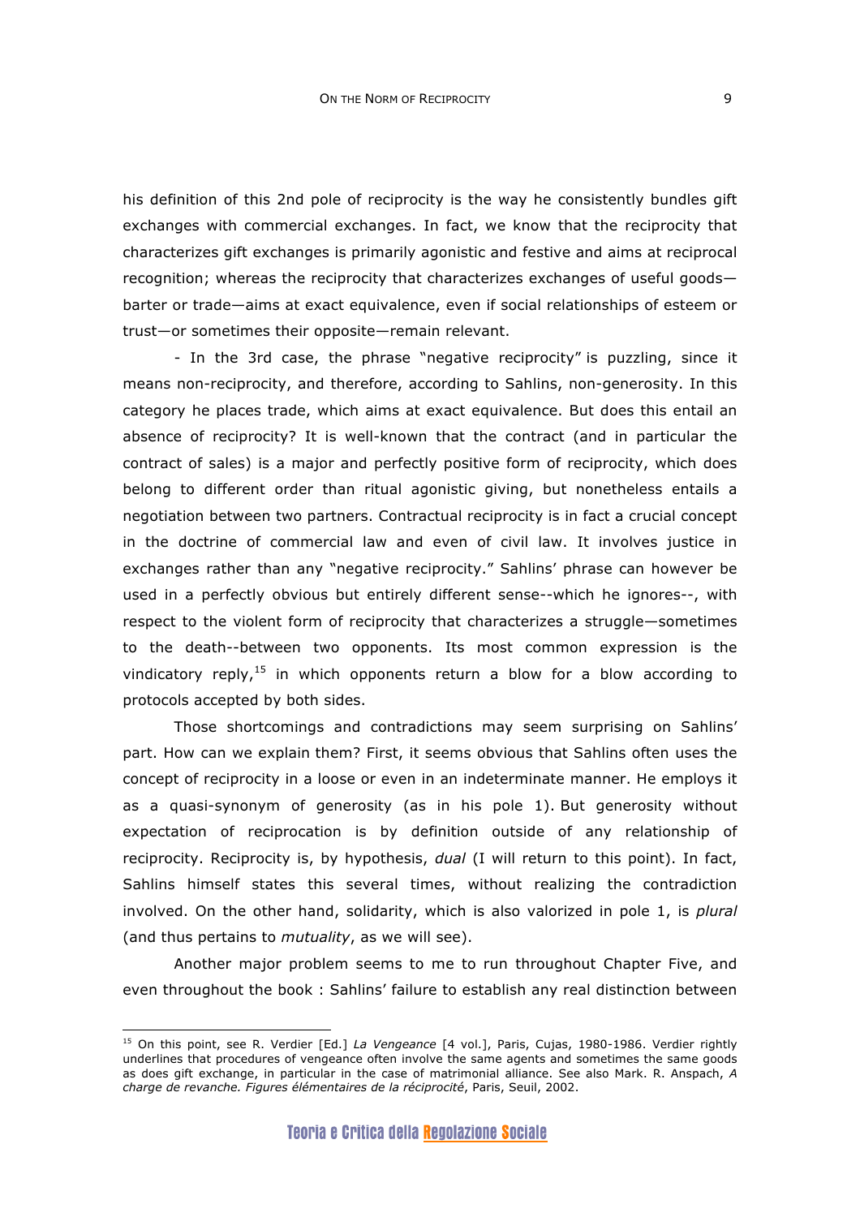his definition of this 2nd pole of reciprocity is the way he consistently bundles gift exchanges with commercial exchanges. In fact, we know that the reciprocity that characterizes gift exchanges is primarily agonistic and festive and aims at reciprocal recognition; whereas the reciprocity that characterizes exchanges of useful goods—barter or trade—aims at exact equivalence, even if social relationships of esteem or trust—or sometimes their opposite—remain relevant.

- In the 3rd case, the phrase "negative reciprocity" is puzzling, since it means non-reciprocity, and therefore, according to Sahlins, non-generosity. In this category he places trade, which aims at exact equivalence. But does this entail an absence of reciprocity? It is well-known that the contract (and in particular the contract of sales) is a major and perfectly positive form of reciprocity, which does belong to different order than ritual agonistic giving, but nonetheless entails a negotiation between two partners. Contractual reciprocity is in fact a crucial concept in the doctrine of commercial law and even of civil law. It involves justice in exchanges rather than any "negative reciprocity." Sahlins' phrase can however be used in a perfectly obvious but entirely different sense--which he ignores--, with respect to the violent form of reciprocity that characterizes a struggle—sometimes to the death--between two opponents. Its most common expression is the vindicatory reply,[15] in which opponents return a blow for a blow according to protocols accepted by both sides.

Those shortcomings and contradictions may seem surprising on Sahlins' part. How can we explain them? First, it seems obvious that Sahlins often uses the concept of reciprocity in a loose or even in an indeterminate manner. He employs it as a quasi-synonym of generosity (as in his pole 1). But generosity without expectation of reciprocation is by definition outside of any relationship of reciprocity. Reciprocity is, by hypothesis, *dual* (I will return to this point). In fact, Sahlins himself states this several times, without realizing the contradiction involved. On the other hand, solidarity, which is also valorized in pole 1, is *plural* (and thus pertains to *mutuality*, as we will see).

Another major problem seems to me to run throughout Chapter Five, and even throughout the book : Sahlins' failure to establish any real distinction between

---

[15] On this point, see R. Verdier [Ed.] *La Vengeance* [4 vol.], Paris, Cujas, 1980-1986. Verdier rightly underlines that procedures of vengeance often involve the same agents and sometimes the same goods as does gift exchange, in particular in the case of matrimonial alliance. See also Mark. R. Anspach, *A charge de revanche. Figures élémentaires de la réciprocité*, Paris, Seuil, 2002.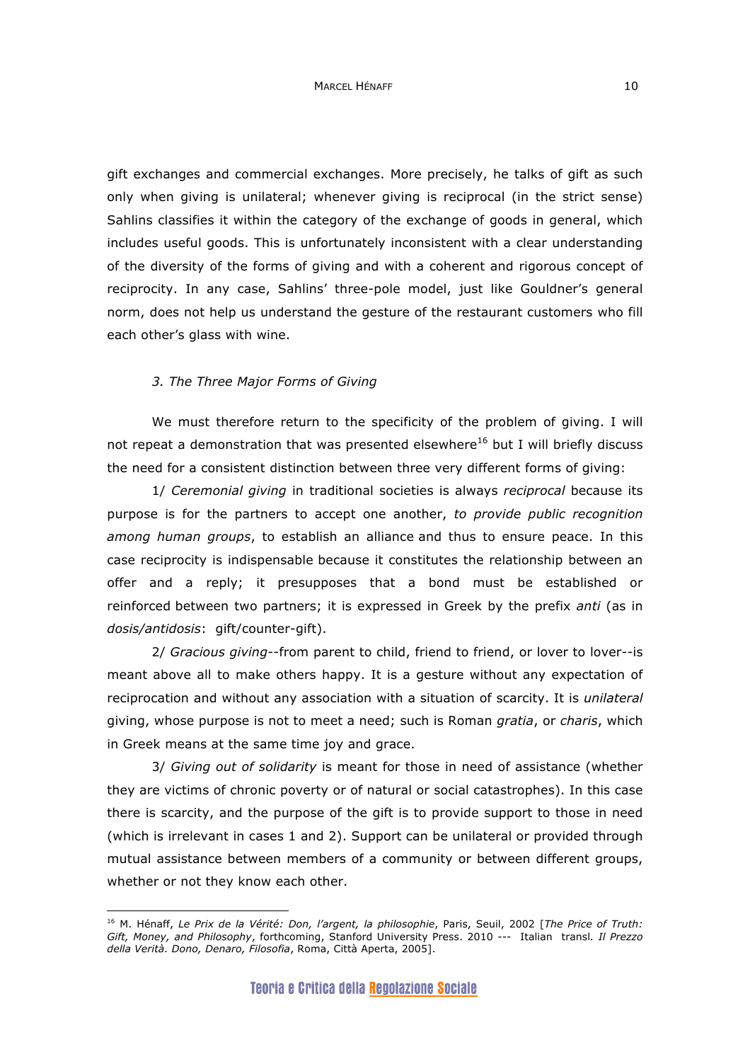gift exchanges and commercial exchanges. More precisely, he talks of gift as such only when giving is unilateral; whenever giving is reciprocal (in the strict sense) Sahlins classifies it within the category of the exchange of goods in general, which includes useful goods. This is unfortunately inconsistent with a clear understanding of the diversity of the forms of giving and with a coherent and rigorous concept of reciprocity. In any case, Sahlins' three-pole model, just like Gouldner's general norm, does not help us understand the gesture of the restaurant customers who fill each other's glass with wine.

### *3. The Three Major Forms of Giving*

We must therefore return to the specificity of the problem of giving. I will not repeat a demonstration that was presented elsewhere[16] but I will briefly discuss the need for a consistent distinction between three very different forms of giving:

1/ *Ceremonial giving* in traditional societies is always *reciprocal* because its purpose is for the partners to accept one another, *to provide public recognition among human groups*, to establish an alliance and thus to ensure peace. In this case reciprocity is indispensable because it constitutes the relationship between an offer and a reply; it presupposes that a bond must be established or reinforced between two partners; it is expressed in Greek by the prefix *anti* (as in *dosis/antidosis*: gift/counter-gift).

2/ *Gracious giving*--from parent to child, friend to friend, or lover to lover--is meant above all to make others happy. It is a gesture without any expectation of reciprocation and without any association with a situation of scarcity. It is *unilateral* giving, whose purpose is not to meet a need; such is Roman *gratia*, or *charis*, which in Greek means at the same time joy and grace.

3/ *Giving out of solidarity* is meant for those in need of assistance (whether they are victims of chronic poverty or of natural or social catastrophes). In this case there is scarcity, and the purpose of the gift is to provide support to those in need (which is irrelevant in cases 1 and 2). Support can be unilateral or provided through mutual assistance between members of a community or between different groups, whether or not they know each other.

---

[16] M. Hénaff, *Le Prix de la Vérité: Don, l'argent, la philosophie*, Paris, Seuil, 2002 [*The Price of Truth: Gift, Money, and Philosophy*, forthcoming, Stanford University Press. 2010 --- Italian transl. *Il Prezzo della Verità. Dono, Denaro, Filosofia*, Roma, Città Aperta, 2005].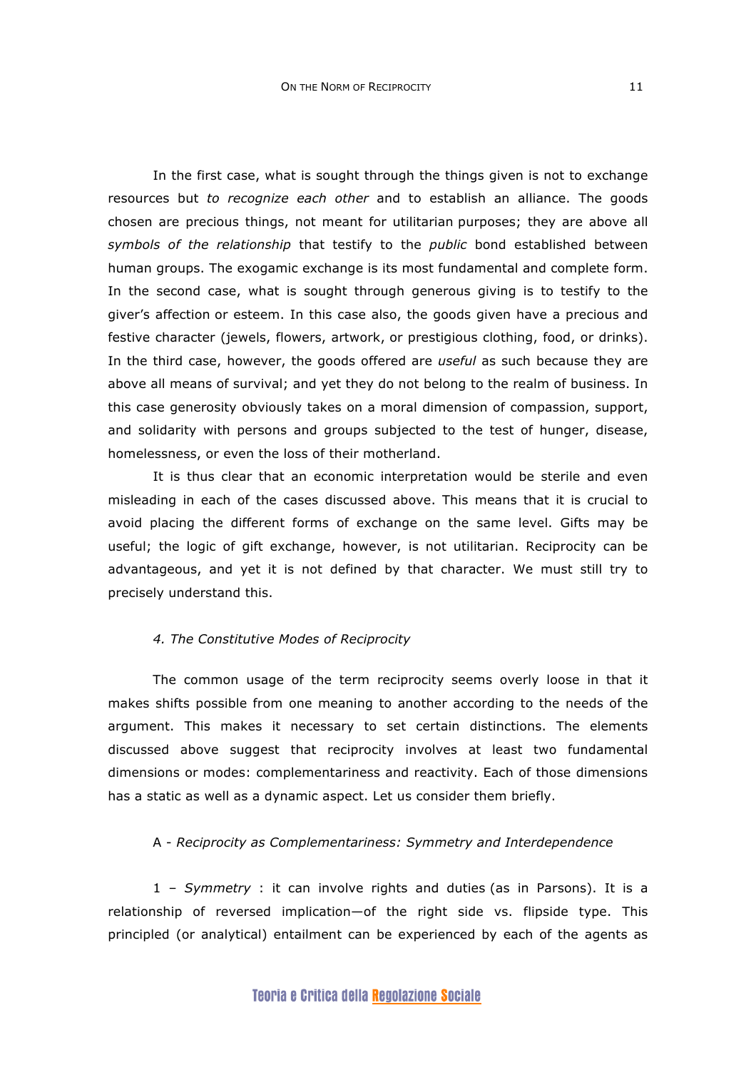In the first case, what is sought through the things given is not to exchange resources but *to recognize each other* and to establish an alliance. The goods chosen are precious things, not meant for utilitarian purposes; they are above all *symbols of the relationship* that testify to the *public* bond established between human groups. The exogamic exchange is its most fundamental and complete form. In the second case, what is sought through generous giving is to testify to the giver's affection or esteem. In this case also, the goods given have a precious and festive character (jewels, flowers, artwork, or prestigious clothing, food, or drinks). In the third case, however, the goods offered are *useful* as such because they are above all means of survival; and yet they do not belong to the realm of business. In this case generosity obviously takes on a moral dimension of compassion, support, and solidarity with persons and groups subjected to the test of hunger, disease, homelessness, or even the loss of their motherland.

It is thus clear that an economic interpretation would be sterile and even misleading in each of the cases discussed above. This means that it is crucial to avoid placing the different forms of exchange on the same level. Gifts may be useful; the logic of gift exchange, however, is not utilitarian. Reciprocity can be advantageous, and yet it is not defined by that character. We must still try to precisely understand this.

### *4. The Constitutive Modes of Reciprocity*

The common usage of the term reciprocity seems overly loose in that it makes shifts possible from one meaning to another according to the needs of the argument. This makes it necessary to set certain distinctions. The elements discussed above suggest that reciprocity involves at least two fundamental dimensions or modes: complementariness and reactivity. Each of those dimensions has a static as well as a dynamic aspect. Let us consider them briefly.

#### A - *Reciprocity as Complementariness: Symmetry and Interdependence*

1 – *Symmetry* : it can involve rights and duties (as in Parsons). It is a relationship of reversed implication—of the right side vs. flipside type. This principled (or analytical) entailment can be experienced by each of the agents as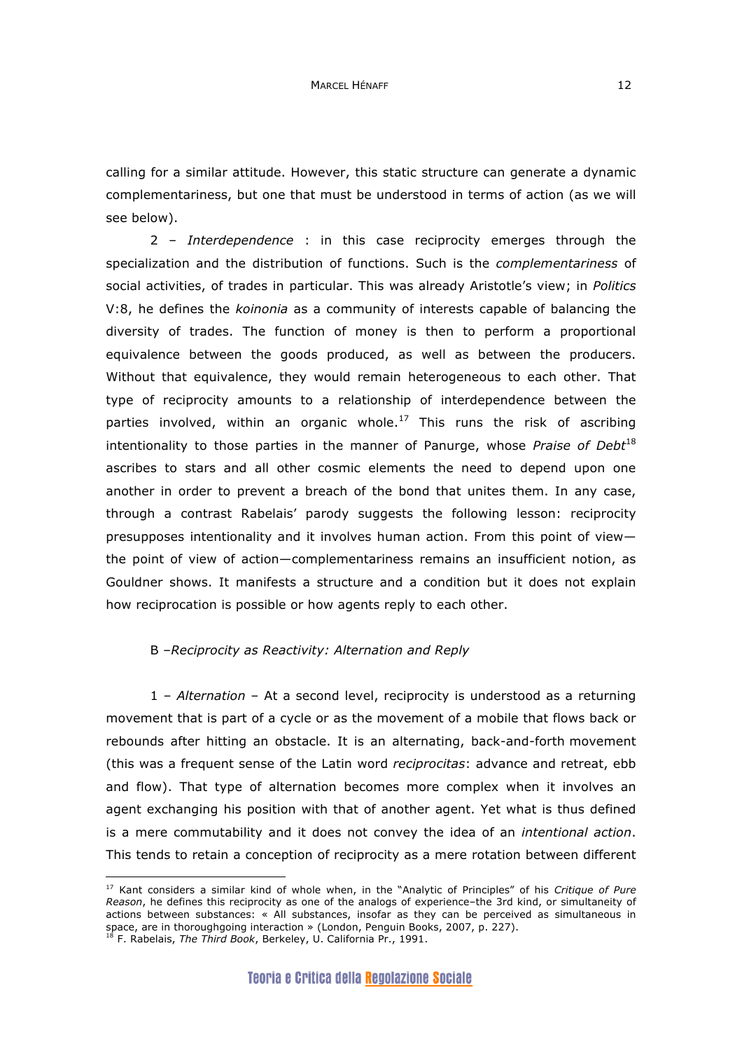calling for a similar attitude. However, this static structure can generate a dynamic complementariness, but one that must be understood in terms of action (as we will see below).

2 – *Interdependence* : in this case reciprocity emerges through the specialization and the distribution of functions. Such is the *complementariness* of social activities, of trades in particular. This was already Aristotle's view; in *Politics* V:8, he defines the *koinonia* as a community of interests capable of balancing the diversity of trades. The function of money is then to perform a proportional equivalence between the goods produced, as well as between the producers. Without that equivalence, they would remain heterogeneous to each other. That type of reciprocity amounts to a relationship of interdependence between the parties involved, within an organic whole.[17] This runs the risk of ascribing intentionality to those parties in the manner of Panurge, whose *Praise of Debt*[18] ascribes to stars and all other cosmic elements the need to depend upon one another in order to prevent a breach of the bond that unites them. In any case, through a contrast Rabelais' parody suggests the following lesson: reciprocity presupposes intentionality and it involves human action. From this point of view—the point of view of action—complementariness remains an insufficient notion, as Gouldner shows. It manifests a structure and a condition but it does not explain how reciprocation is possible or how agents reply to each other.

B –*Reciprocity as Reactivity: Alternation and Reply*

1 – *Alternation* – At a second level, reciprocity is understood as a returning movement that is part of a cycle or as the movement of a mobile that flows back or rebounds after hitting an obstacle. It is an alternating, back-and-forth movement (this was a frequent sense of the Latin word *reciprocitas*: advance and retreat, ebb and flow). That type of alternation becomes more complex when it involves an agent exchanging his position with that of another agent. Yet what is thus defined is a mere commutability and it does not convey the idea of an *intentional action*. This tends to retain a conception of reciprocity as a mere rotation between different

[17] Kant considers a similar kind of whole when, in the "Analytic of Principles" of his *Critique of Pure Reason*, he defines this reciprocity as one of the analogs of experience–the 3rd kind, or simultaneity of actions between substances: « All substances, insofar as they can be perceived as simultaneous in space, are in thoroughgoing interaction » (London, Penguin Books, 2007, p. 227).

[18] F. Rabelais, *The Third Book*, Berkeley, U. California Pr., 1991.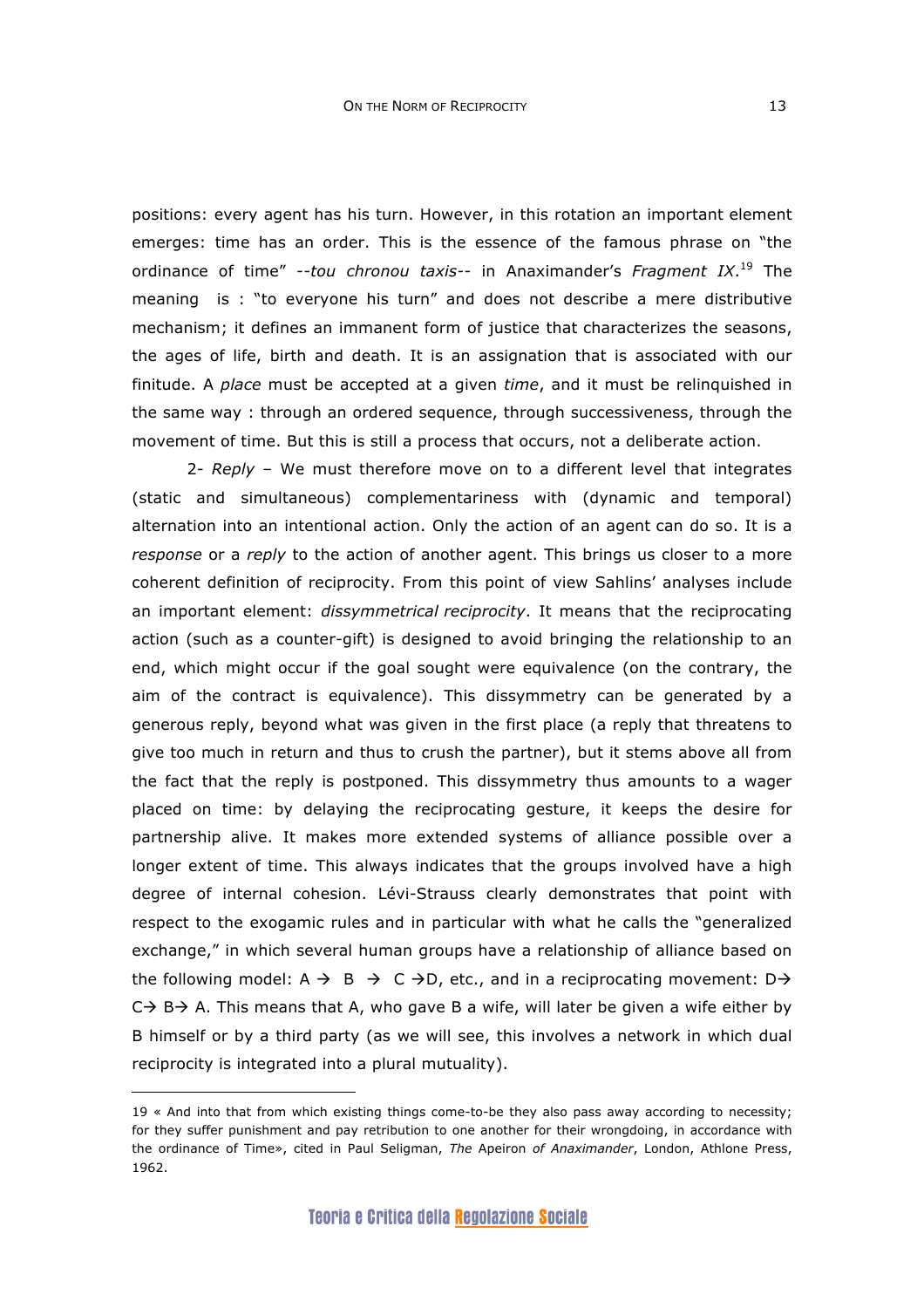positions: every agent has his turn. However, in this rotation an important element emerges: time has an order. This is the essence of the famous phrase on "the ordinance of time" --*tou chronou taxis*-- in Anaximander's *Fragment IX*.[19] The meaning is : "to everyone his turn" and does not describe a mere distributive mechanism; it defines an immanent form of justice that characterizes the seasons, the ages of life, birth and death. It is an assignation that is associated with our finitude. A *place* must be accepted at a given *time*, and it must be relinquished in the same way : through an ordered sequence, through successiveness, through the movement of time. But this is still a process that occurs, not a deliberate action.

2- *Reply* – We must therefore move on to a different level that integrates (static and simultaneous) complementariness with (dynamic and temporal) alternation into an intentional action. Only the action of an agent can do so. It is a *response* or a *reply* to the action of another agent. This brings us closer to a more coherent definition of reciprocity. From this point of view Sahlins' analyses include an important element: *dissymmetrical reciprocity*. It means that the reciprocating action (such as a counter-gift) is designed to avoid bringing the relationship to an end, which might occur if the goal sought were equivalence (on the contrary, the aim of the contract is equivalence). This dissymmetry can be generated by a generous reply, beyond what was given in the first place (a reply that threatens to give too much in return and thus to crush the partner), but it stems above all from the fact that the reply is postponed. This dissymmetry thus amounts to a wager placed on time: by delaying the reciprocating gesture, it keeps the desire for partnership alive. It makes more extended systems of alliance possible over a longer extent of time. This always indicates that the groups involved have a high degree of internal cohesion. Lévi-Strauss clearly demonstrates that point with respect to the exogamic rules and in particular with what he calls the "generalized exchange," in which several human groups have a relationship of alliance based on the following model: A → B → C →D, etc., and in a reciprocating movement: D→ C→ B→ A. This means that A, who gave B a wife, will later be given a wife either by B himself or by a third party (as we will see, this involves a network in which dual reciprocity is integrated into a plural mutuality).

---

19 « And into that from which existing things come-to-be they also pass away according to necessity; for they suffer punishment and pay retribution to one another for their wrongdoing, in accordance with the ordinance of Time», cited in Paul Seligman, *The* Apeiron *of Anaximander*, London, Athlone Press, 1962.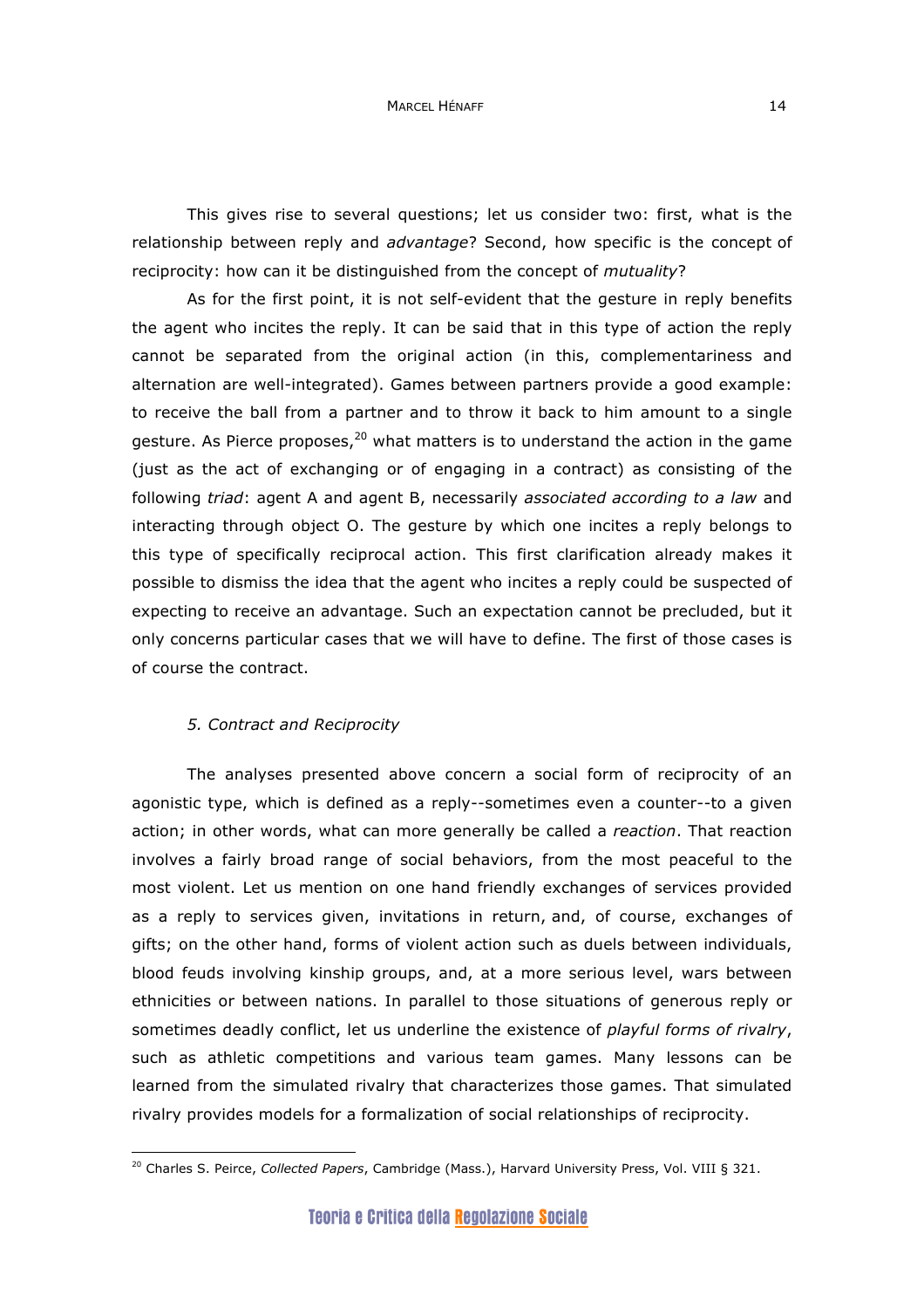This gives rise to several questions; let us consider two: first, what is the relationship between reply and *advantage*? Second, how specific is the concept of reciprocity: how can it be distinguished from the concept of *mutuality*?

As for the first point, it is not self-evident that the gesture in reply benefits the agent who incites the reply. It can be said that in this type of action the reply cannot be separated from the original action (in this, complementariness and alternation are well-integrated). Games between partners provide a good example: to receive the ball from a partner and to throw it back to him amount to a single gesture. As Pierce proposes,[20] what matters is to understand the action in the game (just as the act of exchanging or of engaging in a contract) as consisting of the following *triad*: agent A and agent B, necessarily *associated according to a law* and interacting through object O. The gesture by which one incites a reply belongs to this type of specifically reciprocal action. This first clarification already makes it possible to dismiss the idea that the agent who incites a reply could be suspected of expecting to receive an advantage. Such an expectation cannot be precluded, but it only concerns particular cases that we will have to define. The first of those cases is of course the contract.

### *5. Contract and Reciprocity*

The analyses presented above concern a social form of reciprocity of an agonistic type, which is defined as a reply--sometimes even a counter--to a given action; in other words, what can more generally be called a *reaction*. That reaction involves a fairly broad range of social behaviors, from the most peaceful to the most violent. Let us mention on one hand friendly exchanges of services provided as a reply to services given, invitations in return, and, of course, exchanges of gifts; on the other hand, forms of violent action such as duels between individuals, blood feuds involving kinship groups, and, at a more serious level, wars between ethnicities or between nations. In parallel to those situations of generous reply or sometimes deadly conflict, let us underline the existence of *playful forms of rivalry*, such as athletic competitions and various team games. Many lessons can be learned from the simulated rivalry that characterizes those games. That simulated rivalry provides models for a formalization of social relationships of reciprocity.

[20] Charles S. Peirce, *Collected Papers*, Cambridge (Mass.), Harvard University Press, Vol. VIII § 321.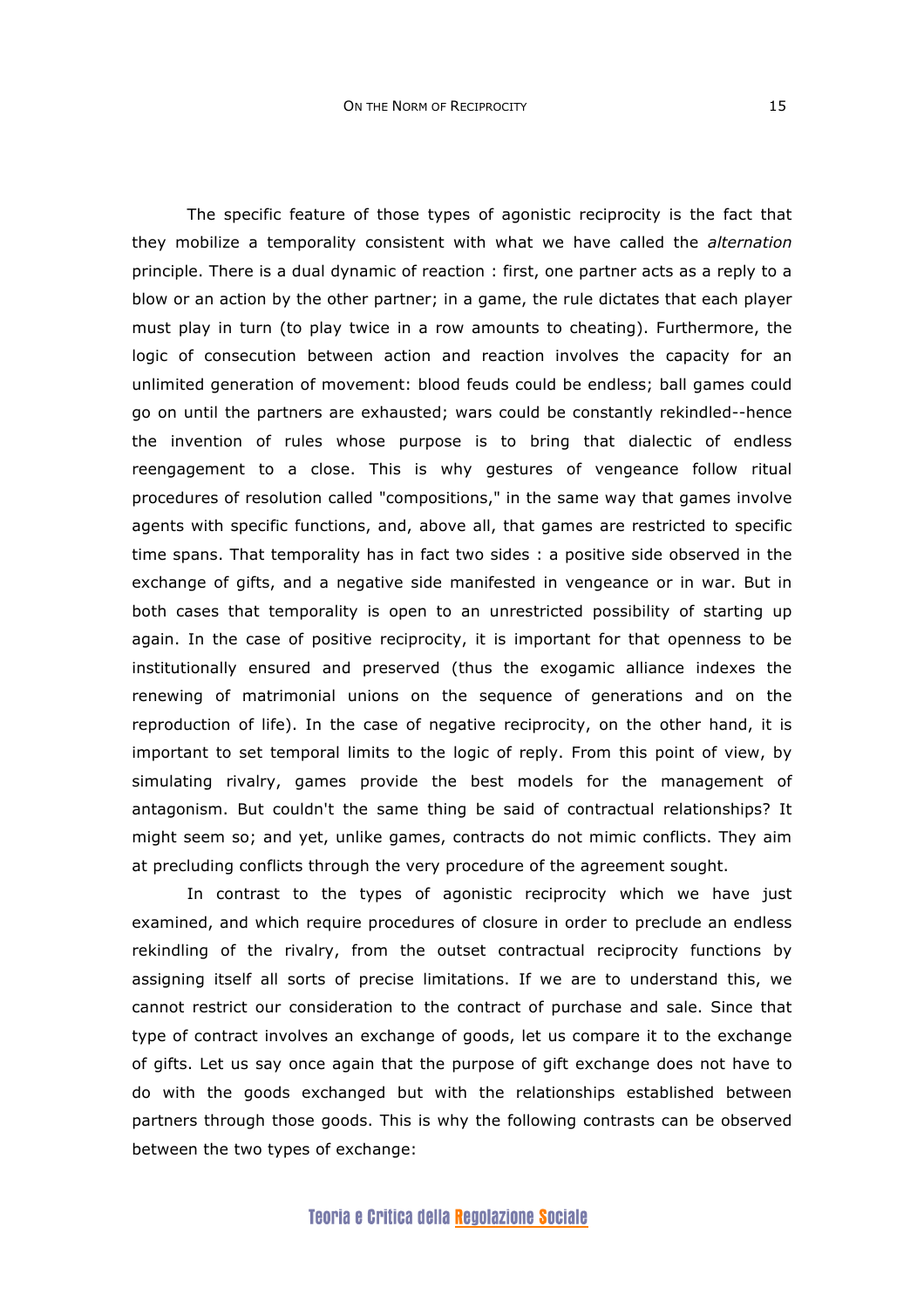The specific feature of those types of agonistic reciprocity is the fact that they mobilize a temporality consistent with what we have called the *alternation* principle. There is a dual dynamic of reaction : first, one partner acts as a reply to a blow or an action by the other partner; in a game, the rule dictates that each player must play in turn (to play twice in a row amounts to cheating). Furthermore, the logic of consecution between action and reaction involves the capacity for an unlimited generation of movement: blood feuds could be endless; ball games could go on until the partners are exhausted; wars could be constantly rekindled--hence the invention of rules whose purpose is to bring that dialectic of endless reengagement to a close. This is why gestures of vengeance follow ritual procedures of resolution called "compositions," in the same way that games involve agents with specific functions, and, above all, that games are restricted to specific time spans. That temporality has in fact two sides : a positive side observed in the exchange of gifts, and a negative side manifested in vengeance or in war. But in both cases that temporality is open to an unrestricted possibility of starting up again. In the case of positive reciprocity, it is important for that openness to be institutionally ensured and preserved (thus the exogamic alliance indexes the renewing of matrimonial unions on the sequence of generations and on the reproduction of life). In the case of negative reciprocity, on the other hand, it is important to set temporal limits to the logic of reply. From this point of view, by simulating rivalry, games provide the best models for the management of antagonism. But couldn't the same thing be said of contractual relationships? It might seem so; and yet, unlike games, contracts do not mimic conflicts. They aim at precluding conflicts through the very procedure of the agreement sought.

In contrast to the types of agonistic reciprocity which we have just examined, and which require procedures of closure in order to preclude an endless rekindling of the rivalry, from the outset contractual reciprocity functions by assigning itself all sorts of precise limitations. If we are to understand this, we cannot restrict our consideration to the contract of purchase and sale. Since that type of contract involves an exchange of goods, let us compare it to the exchange of gifts. Let us say once again that the purpose of gift exchange does not have to do with the goods exchanged but with the relationships established between partners through those goods. This is why the following contrasts can be observed between the two types of exchange: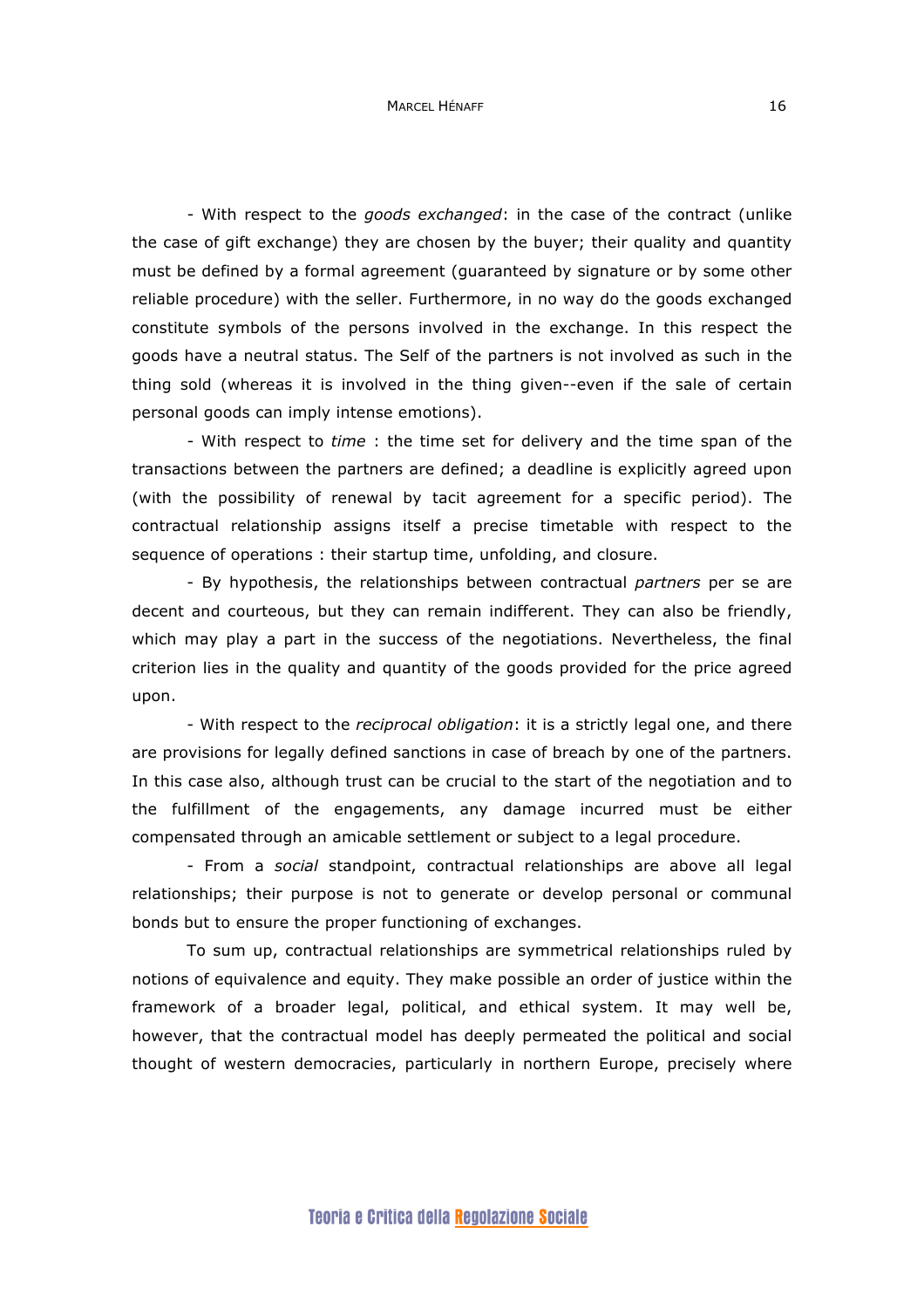- With respect to the *goods exchanged*: in the case of the contract (unlike the case of gift exchange) they are chosen by the buyer; their quality and quantity must be defined by a formal agreement (guaranteed by signature or by some other reliable procedure) with the seller. Furthermore, in no way do the goods exchanged constitute symbols of the persons involved in the exchange. In this respect the goods have a neutral status. The Self of the partners is not involved as such in the thing sold (whereas it is involved in the thing given--even if the sale of certain personal goods can imply intense emotions).

- With respect to *time* : the time set for delivery and the time span of the transactions between the partners are defined; a deadline is explicitly agreed upon (with the possibility of renewal by tacit agreement for a specific period). The contractual relationship assigns itself a precise timetable with respect to the sequence of operations : their startup time, unfolding, and closure.

- By hypothesis, the relationships between contractual *partners* per se are decent and courteous, but they can remain indifferent. They can also be friendly, which may play a part in the success of the negotiations. Nevertheless, the final criterion lies in the quality and quantity of the goods provided for the price agreed upon.

- With respect to the *reciprocal obligation*: it is a strictly legal one, and there are provisions for legally defined sanctions in case of breach by one of the partners. In this case also, although trust can be crucial to the start of the negotiation and to the fulfillment of the engagements, any damage incurred must be either compensated through an amicable settlement or subject to a legal procedure.

- From a *social* standpoint, contractual relationships are above all legal relationships; their purpose is not to generate or develop personal or communal bonds but to ensure the proper functioning of exchanges.

To sum up, contractual relationships are symmetrical relationships ruled by notions of equivalence and equity. They make possible an order of justice within the framework of a broader legal, political, and ethical system. It may well be, however, that the contractual model has deeply permeated the political and social thought of western democracies, particularly in northern Europe, precisely where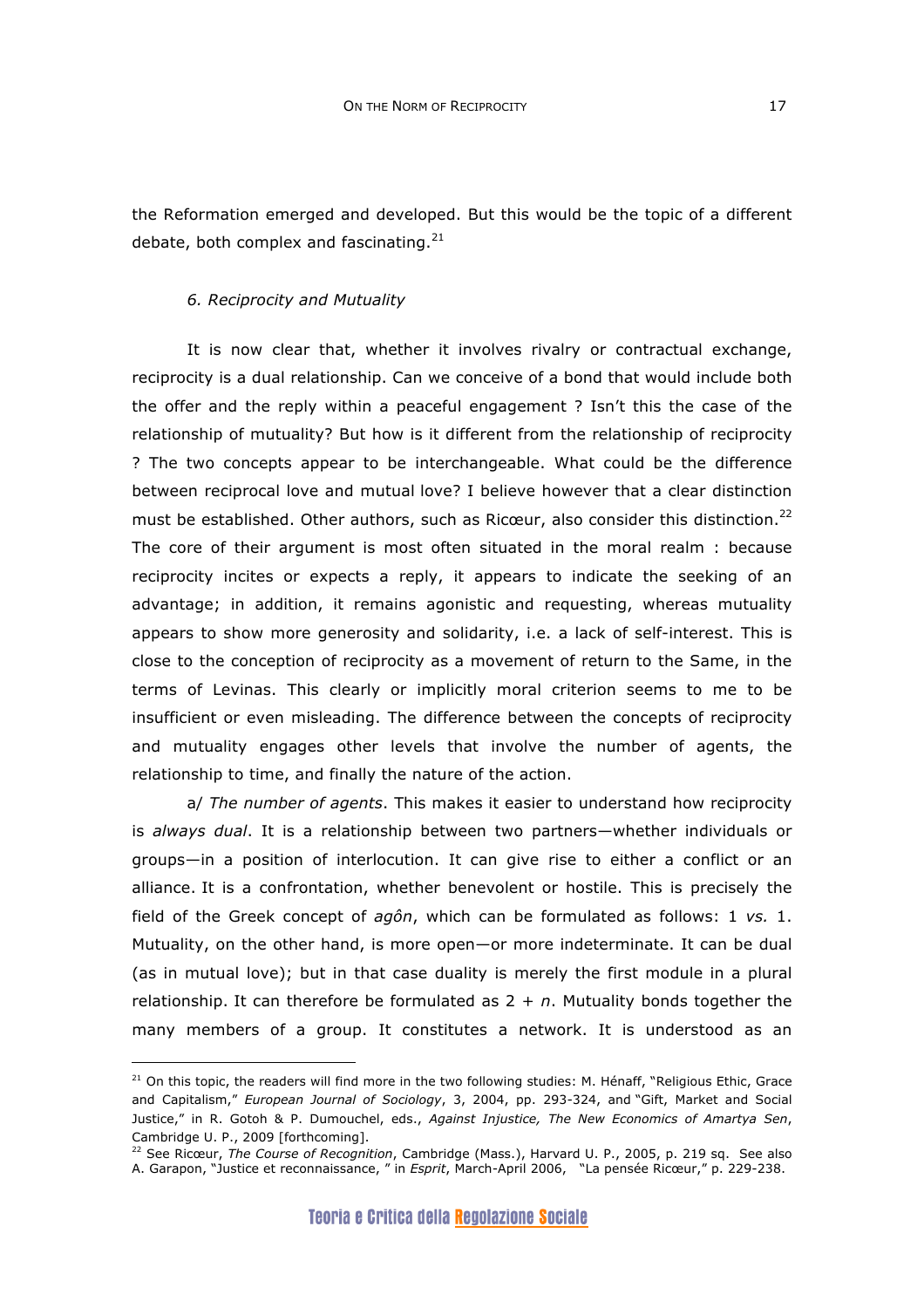the Reformation emerged and developed. But this would be the topic of a different debate, both complex and fascinating.[21]

### *6. Reciprocity and Mutuality*

It is now clear that, whether it involves rivalry or contractual exchange, reciprocity is a dual relationship. Can we conceive of a bond that would include both the offer and the reply within a peaceful engagement ? Isn't this the case of the relationship of mutuality? But how is it different from the relationship of reciprocity ? The two concepts appear to be interchangeable. What could be the difference between reciprocal love and mutual love? I believe however that a clear distinction must be established. Other authors, such as Ricœur, also consider this distinction.[22] The core of their argument is most often situated in the moral realm : because reciprocity incites or expects a reply, it appears to indicate the seeking of an advantage; in addition, it remains agonistic and requesting, whereas mutuality appears to show more generosity and solidarity, i.e. a lack of self-interest. This is close to the conception of reciprocity as a movement of return to the Same, in the terms of Levinas. This clearly or implicitly moral criterion seems to me to be insufficient or even misleading. The difference between the concepts of reciprocity and mutuality engages other levels that involve the number of agents, the relationship to time, and finally the nature of the action.

a/ *The number of agents*. This makes it easier to understand how reciprocity is *always dual*. It is a relationship between two partners—whether individuals or groups—in a position of interlocution. It can give rise to either a conflict or an alliance. It is a confrontation, whether benevolent or hostile. This is precisely the field of the Greek concept of *agôn*, which can be formulated as follows: 1 *vs.* 1. Mutuality, on the other hand, is more open—or more indeterminate. It can be dual (as in mutual love); but in that case duality is merely the first module in a plural relationship. It can therefore be formulated as 2 + *n*. Mutuality bonds together the many members of a group. It constitutes a network. It is understood as an

---

[21] On this topic, the readers will find more in the two following studies: M. Hénaff, "Religious Ethic, Grace and Capitalism," *European Journal of Sociology*, 3, 2004, pp. 293-324, and "Gift, Market and Social Justice," in R. Gotoh & P. Dumouchel, eds., *Against Injustice, The New Economics of Amartya Sen*, Cambridge U. P., 2009 [forthcoming].

[22] See Ricœur, *The Course of Recognition*, Cambridge (Mass.), Harvard U. P., 2005, p. 219 sq. See also A. Garapon, "Justice et reconnaissance, " in *Esprit*, March-April 2006, "La pensée Ricœur," p. 229-238.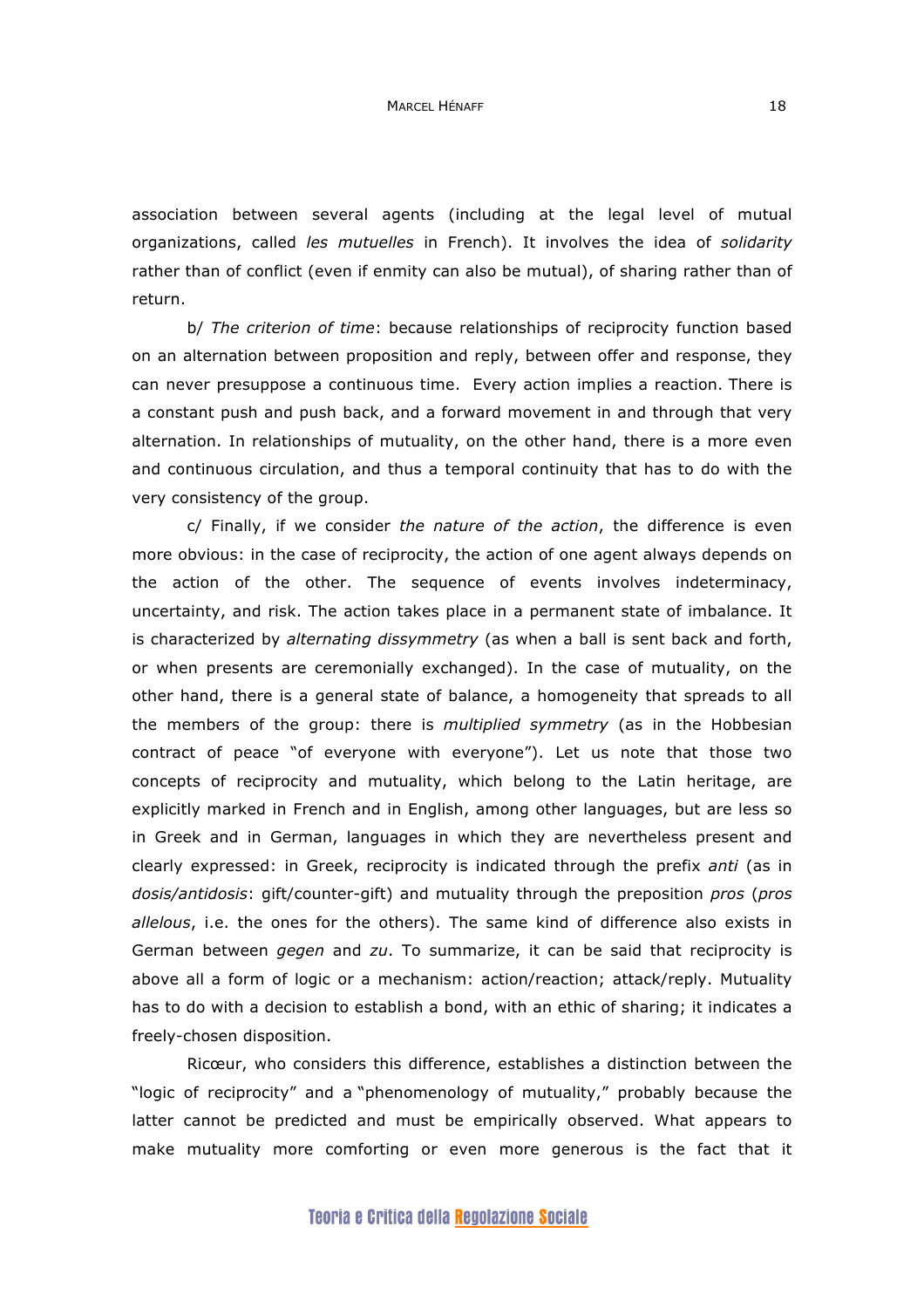association between several agents (including at the legal level of mutual organizations, called *les mutuelles* in French). It involves the idea of *solidarity* rather than of conflict (even if enmity can also be mutual), of sharing rather than of return.

b/ *The criterion of time*: because relationships of reciprocity function based on an alternation between proposition and reply, between offer and response, they can never presuppose a continuous time. Every action implies a reaction. There is a constant push and push back, and a forward movement in and through that very alternation. In relationships of mutuality, on the other hand, there is a more even and continuous circulation, and thus a temporal continuity that has to do with the very consistency of the group.

c/ Finally, if we consider *the nature of the action*, the difference is even more obvious: in the case of reciprocity, the action of one agent always depends on the action of the other. The sequence of events involves indeterminacy, uncertainty, and risk. The action takes place in a permanent state of imbalance. It is characterized by *alternating dissymmetry* (as when a ball is sent back and forth, or when presents are ceremonially exchanged). In the case of mutuality, on the other hand, there is a general state of balance, a homogeneity that spreads to all the members of the group: there is *multiplied symmetry* (as in the Hobbesian contract of peace "of everyone with everyone"). Let us note that those two concepts of reciprocity and mutuality, which belong to the Latin heritage, are explicitly marked in French and in English, among other languages, but are less so in Greek and in German, languages in which they are nevertheless present and clearly expressed: in Greek, reciprocity is indicated through the prefix *anti* (as in *dosis/antidosis*: gift/counter-gift) and mutuality through the preposition *pros* (*pros allelous*, i.e. the ones for the others). The same kind of difference also exists in German between *gegen* and *zu*. To summarize, it can be said that reciprocity is above all a form of logic or a mechanism: action/reaction; attack/reply. Mutuality has to do with a decision to establish a bond, with an ethic of sharing; it indicates a freely-chosen disposition.

Ricœur, who considers this difference, establishes a distinction between the "logic of reciprocity" and a "phenomenology of mutuality," probably because the latter cannot be predicted and must be empirically observed. What appears to make mutuality more comforting or even more generous is the fact that it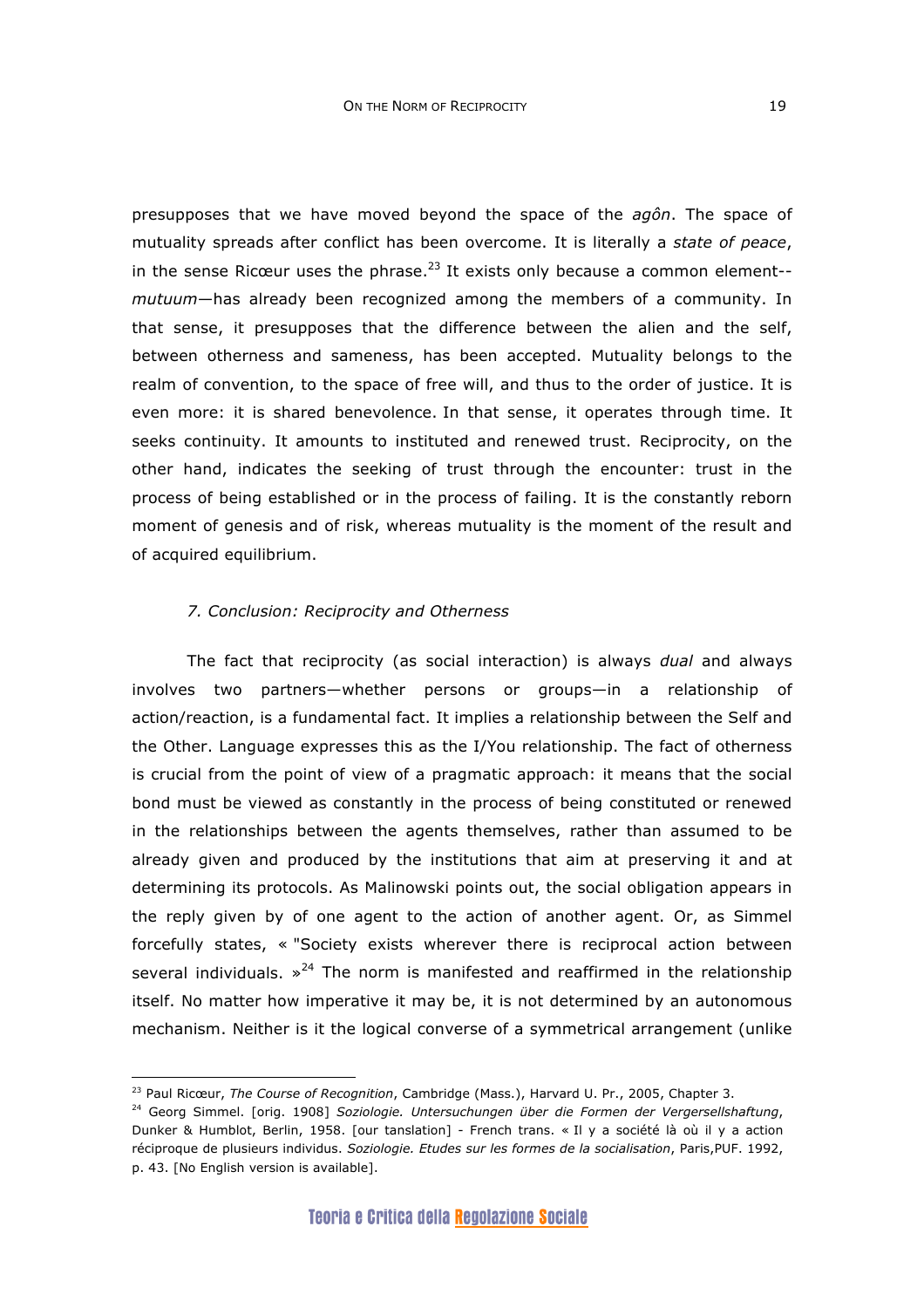presupposes that we have moved beyond the space of the *agôn*. The space of mutuality spreads after conflict has been overcome. It is literally a *state of peace*, in the sense Ricœur uses the phrase.[23] It exists only because a common element--*mutuum*—has already been recognized among the members of a community. In that sense, it presupposes that the difference between the alien and the self, between otherness and sameness, has been accepted. Mutuality belongs to the realm of convention, to the space of free will, and thus to the order of justice. It is even more: it is shared benevolence. In that sense, it operates through time. It seeks continuity. It amounts to instituted and renewed trust. Reciprocity, on the other hand, indicates the seeking of trust through the encounter: trust in the process of being established or in the process of failing. It is the constantly reborn moment of genesis and of risk, whereas mutuality is the moment of the result and of acquired equilibrium.

### *7. Conclusion: Reciprocity and Otherness*

The fact that reciprocity (as social interaction) is always *dual* and always involves two partners—whether persons or groups—in a relationship of action/reaction, is a fundamental fact. It implies a relationship between the Self and the Other. Language expresses this as the I/You relationship. The fact of otherness is crucial from the point of view of a pragmatic approach: it means that the social bond must be viewed as constantly in the process of being constituted or renewed in the relationships between the agents themselves, rather than assumed to be already given and produced by the institutions that aim at preserving it and at determining its protocols. As Malinowski points out, the social obligation appears in the reply given by of one agent to the action of another agent. Or, as Simmel forcefully states, « "Society exists wherever there is reciprocal action between several individuals. »[24] The norm is manifested and reaffirmed in the relationship itself. No matter how imperative it may be, it is not determined by an autonomous mechanism. Neither is it the logical converse of a symmetrical arrangement (unlike

---

[23] Paul Ricœur, *The Course of Recognition*, Cambridge (Mass.), Harvard U. Pr., 2005, Chapter 3.

[24] Georg Simmel. [orig. 1908] *Soziologie. Untersuchungen über die Formen der Vergersellshaftung*, Dunker & Humblot, Berlin, 1958. [our tanslation] - French trans. « Il y a société là où il y a action réciproque de plusieurs individus. *Soziologie. Etudes sur les formes de la socialisation*, Paris,PUF. 1992, p. 43. [No English version is available].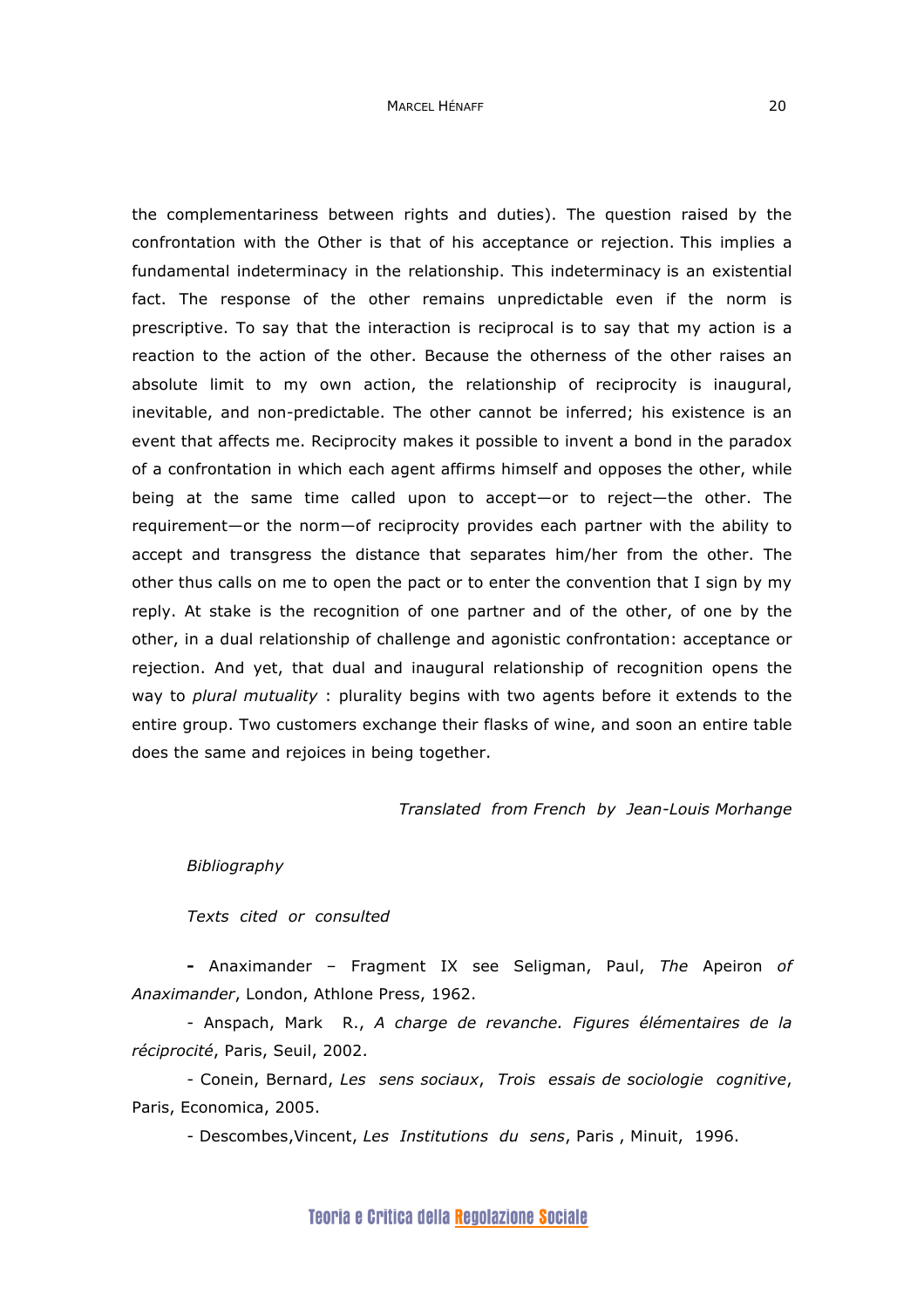the complementariness between rights and duties). The question raised by the confrontation with the Other is that of his acceptance or rejection. This implies a fundamental indeterminacy in the relationship. This indeterminacy is an existential fact. The response of the other remains unpredictable even if the norm is prescriptive. To say that the interaction is reciprocal is to say that my action is a reaction to the action of the other. Because the otherness of the other raises an absolute limit to my own action, the relationship of reciprocity is inaugural, inevitable, and non-predictable. The other cannot be inferred; his existence is an event that affects me. Reciprocity makes it possible to invent a bond in the paradox of a confrontation in which each agent affirms himself and opposes the other, while being at the same time called upon to accept—or to reject—the other. The requirement—or the norm—of reciprocity provides each partner with the ability to accept and transgress the distance that separates him/her from the other. The other thus calls on me to open the pact or to enter the convention that I sign by my reply. At stake is the recognition of one partner and of the other, of one by the other, in a dual relationship of challenge and agonistic confrontation: acceptance or rejection. And yet, that dual and inaugural relationship of recognition opens the way to *plural mutuality* : plurality begins with two agents before it extends to the entire group. Two customers exchange their flasks of wine, and soon an entire table does the same and rejoices in being together.

*Translated from French by Jean-Louis Morhange*

*Bibliography*

*Texts cited or consulted*

- Anaximander – Fragment IX see Seligman, Paul, *The* Apeiron *of Anaximander*, London, Athlone Press, 1962.

- Anspach, Mark R., *A charge de revanche. Figures élémentaires de la réciprocité*, Paris, Seuil, 2002.

- Conein, Bernard, *Les sens sociaux*, *Trois essais de sociologie cognitive*, Paris, Economica, 2005.

- Descombes,Vincent, *Les Institutions du sens*, Paris , Minuit, 1996.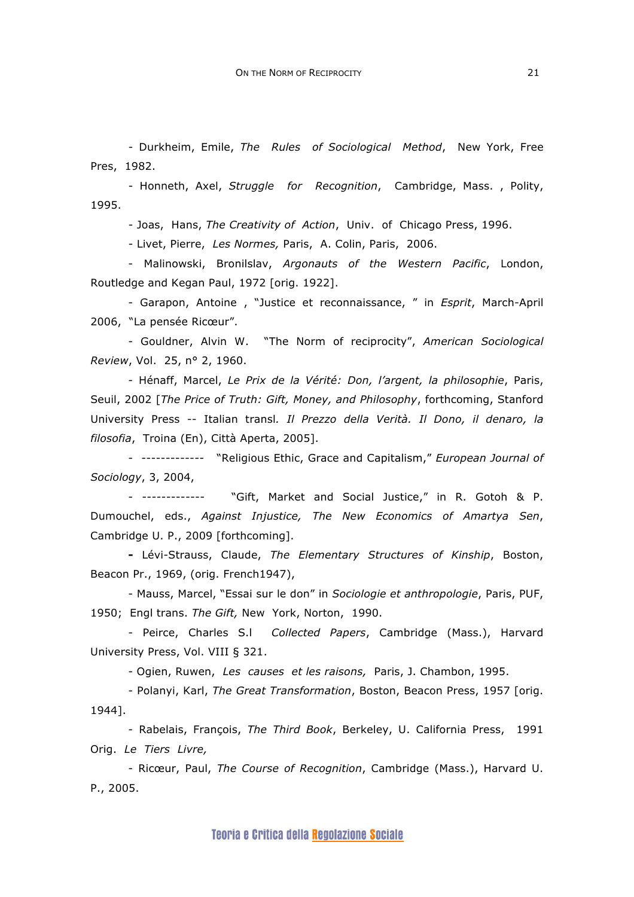- Durkheim, Emile, *The Rules of Sociological Method*, New York, Free Pres, 1982.

- Honneth, Axel, *Struggle for Recognition*, Cambridge, Mass. , Polity, 1995.

- Joas, Hans, *The Creativity of Action*, Univ. of Chicago Press, 1996.

- Livet, Pierre, *Les Normes,* Paris, A. Colin, Paris, 2006.

- Malinowski, Bronilslav, *Argonauts of the Western Pacific*, London, Routledge and Kegan Paul, 1972 [orig. 1922].

- Garapon, Antoine , "Justice et reconnaissance, " in *Esprit*, March-April 2006, "La pensée Ricœur".

- Gouldner, Alvin W. "The Norm of reciprocity", *American Sociological Review*, Vol. 25, n° 2, 1960.

- Hénaff, Marcel, *Le Prix de la Vérité: Don, l'argent, la philosophie*, Paris, Seuil, 2002 [*The Price of Truth: Gift, Money, and Philosophy*, forthcoming, Stanford University Press -- Italian transl*. Il Prezzo della Verità. Il Dono, il denaro, la filosofia*, Troina (En), Città Aperta, 2005].

- ------------- "Religious Ethic, Grace and Capitalism," *European Journal of Sociology*, 3, 2004,

- ------------- "Gift, Market and Social Justice," in R. Gotoh & P. Dumouchel, eds., *Against Injustice, The New Economics of Amartya Sen*, Cambridge U. P., 2009 [forthcoming].

**-** Lévi-Strauss, Claude, *The Elementary Structures of Kinship*, Boston, Beacon Pr., 1969, (orig. French1947),

- Mauss, Marcel, "Essai sur le don" in *Sociologie et anthropologie*, Paris, PUF, 1950; Engl trans. *The Gift,* New York, Norton, 1990.

- Peirce, Charles S.l *Collected Papers*, Cambridge (Mass.), Harvard University Press, Vol. VIII § 321.

- Ogien, Ruwen, *Les causes et les raisons,* Paris, J. Chambon, 1995.

- Polanyi, Karl, *The Great Transformation*, Boston, Beacon Press, 1957 [orig. 1944].

- Rabelais, François, *The Third Book*, Berkeley, U. California Press, 1991 Orig. *Le Tiers Livre,*

- Ricœur, Paul, *The Course of Recognition*, Cambridge (Mass.), Harvard U. P., 2005.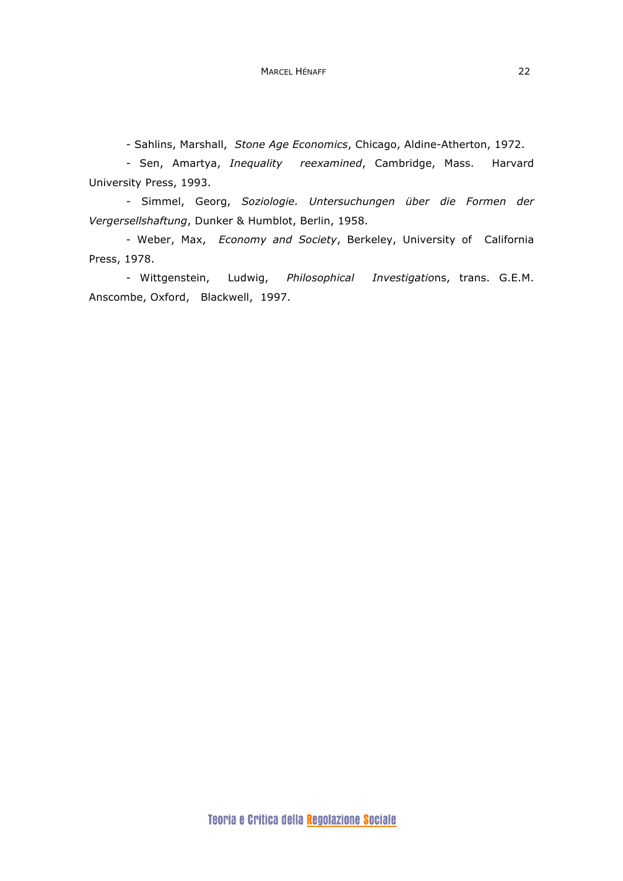- Sahlins, Marshall, *Stone Age Economics*, Chicago, Aldine-Atherton, 1972.

- Sen, Amartya, *Inequality reexamined*, Cambridge, Mass. Harvard University Press, 1993.

- Simmel, Georg, *Soziologie. Untersuchungen über die Formen der Vergersellshaftung*, Dunker & Humblot, Berlin, 1958.

- Weber, Max, *Economy and Society*, Berkeley, University of California Press, 1978.

- Wittgenstein, Ludwig, *Philosophical Investigatio*ns, trans. G.E.M. Anscombe, Oxford, Blackwell, 1997.